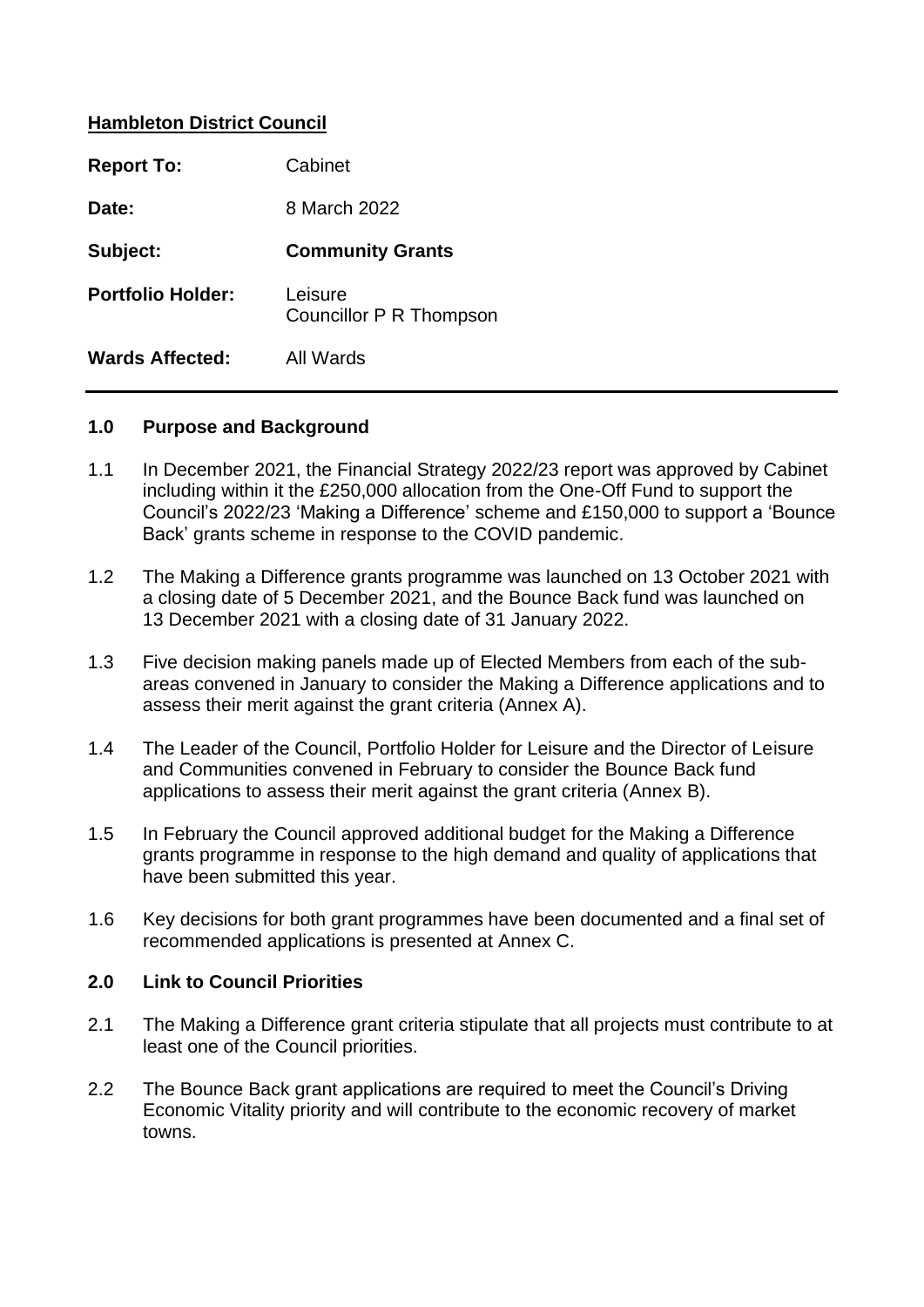**Hambleton District Council**

| | |
|---|---|
| **Report To:** | Cabinet |
| **Date:** | 8 March 2022 |
| **Subject:** | **Community Grants** |
| **Portfolio Holder:** | Leisure<br>Councillor P R Thompson |
| **Wards Affected:** | All Wards |

## 1.0 Purpose and Background

1.1 In December 2021, the Financial Strategy 2022/23 report was approved by Cabinet including within it the £250,000 allocation from the One-Off Fund to support the Council's 2022/23 'Making a Difference' scheme and £150,000 to support a 'Bounce Back' grants scheme in response to the COVID pandemic.

1.2 The Making a Difference grants programme was launched on 13 October 2021 with a closing date of 5 December 2021, and the Bounce Back fund was launched on 13 December 2021 with a closing date of 31 January 2022.

1.3 Five decision making panels made up of Elected Members from each of the sub-areas convened in January to consider the Making a Difference applications and to assess their merit against the grant criteria (Annex A).

1.4 The Leader of the Council, Portfolio Holder for Leisure and the Director of Leisure and Communities convened in February to consider the Bounce Back fund applications to assess their merit against the grant criteria (Annex B).

1.5 In February the Council approved additional budget for the Making a Difference grants programme in response to the high demand and quality of applications that have been submitted this year.

1.6 Key decisions for both grant programmes have been documented and a final set of recommended applications is presented at Annex C.

## 2.0 Link to Council Priorities

2.1 The Making a Difference grant criteria stipulate that all projects must contribute to at least one of the Council priorities.

2.2 The Bounce Back grant applications are required to meet the Council's Driving Economic Vitality priority and will contribute to the economic recovery of market towns.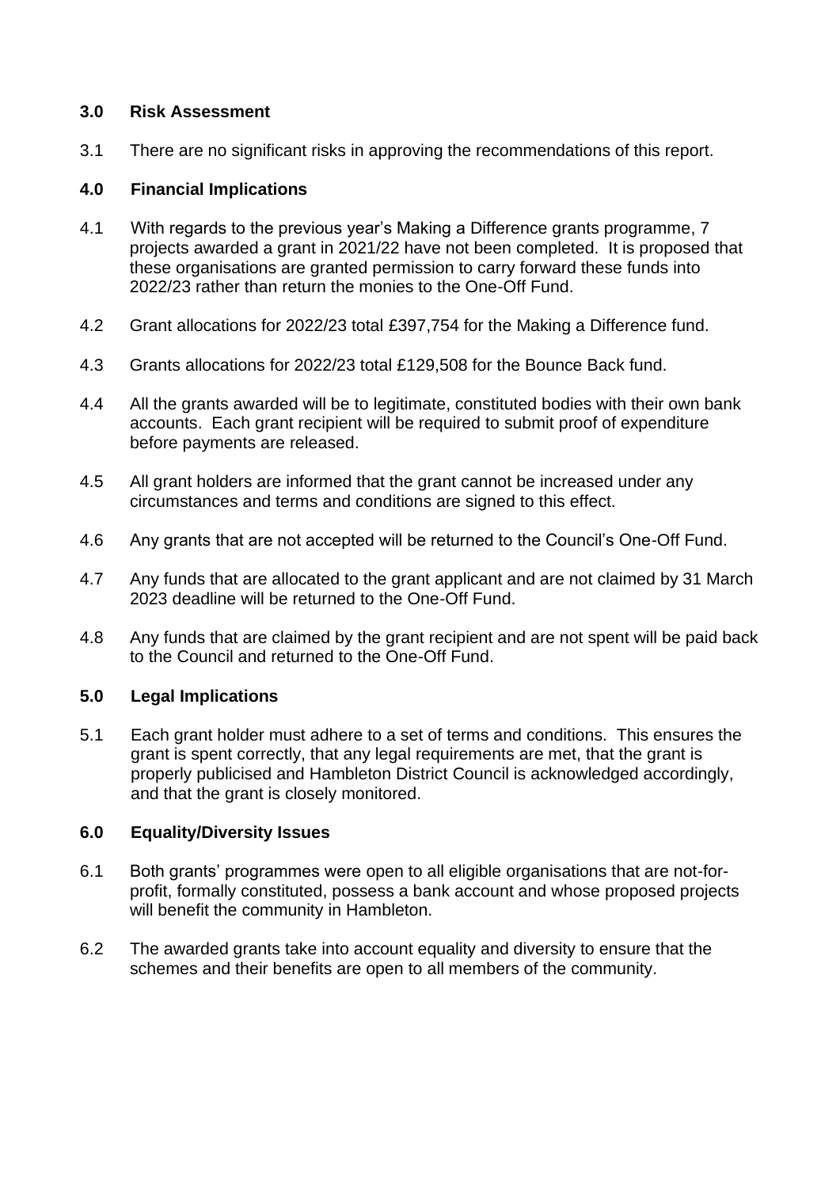## 3.0 Risk Assessment

3.1 There are no significant risks in approving the recommendations of this report.

## 4.0 Financial Implications

4.1 With regards to the previous year's Making a Difference grants programme, 7 projects awarded a grant in 2021/22 have not been completed. It is proposed that these organisations are granted permission to carry forward these funds into 2022/23 rather than return the monies to the One-Off Fund.

4.2 Grant allocations for 2022/23 total £397,754 for the Making a Difference fund.

4.3 Grants allocations for 2022/23 total £129,508 for the Bounce Back fund.

4.4 All the grants awarded will be to legitimate, constituted bodies with their own bank accounts. Each grant recipient will be required to submit proof of expenditure before payments are released.

4.5 All grant holders are informed that the grant cannot be increased under any circumstances and terms and conditions are signed to this effect.

4.6 Any grants that are not accepted will be returned to the Council's One-Off Fund.

4.7 Any funds that are allocated to the grant applicant and are not claimed by 31 March 2023 deadline will be returned to the One-Off Fund.

4.8 Any funds that are claimed by the grant recipient and are not spent will be paid back to the Council and returned to the One-Off Fund.

## 5.0 Legal Implications

5.1 Each grant holder must adhere to a set of terms and conditions. This ensures the grant is spent correctly, that any legal requirements are met, that the grant is properly publicised and Hambleton District Council is acknowledged accordingly, and that the grant is closely monitored.

## 6.0 Equality/Diversity Issues

6.1 Both grants' programmes were open to all eligible organisations that are not-for-profit, formally constituted, possess a bank account and whose proposed projects will benefit the community in Hambleton.

6.2 The awarded grants take into account equality and diversity to ensure that the schemes and their benefits are open to all members of the community.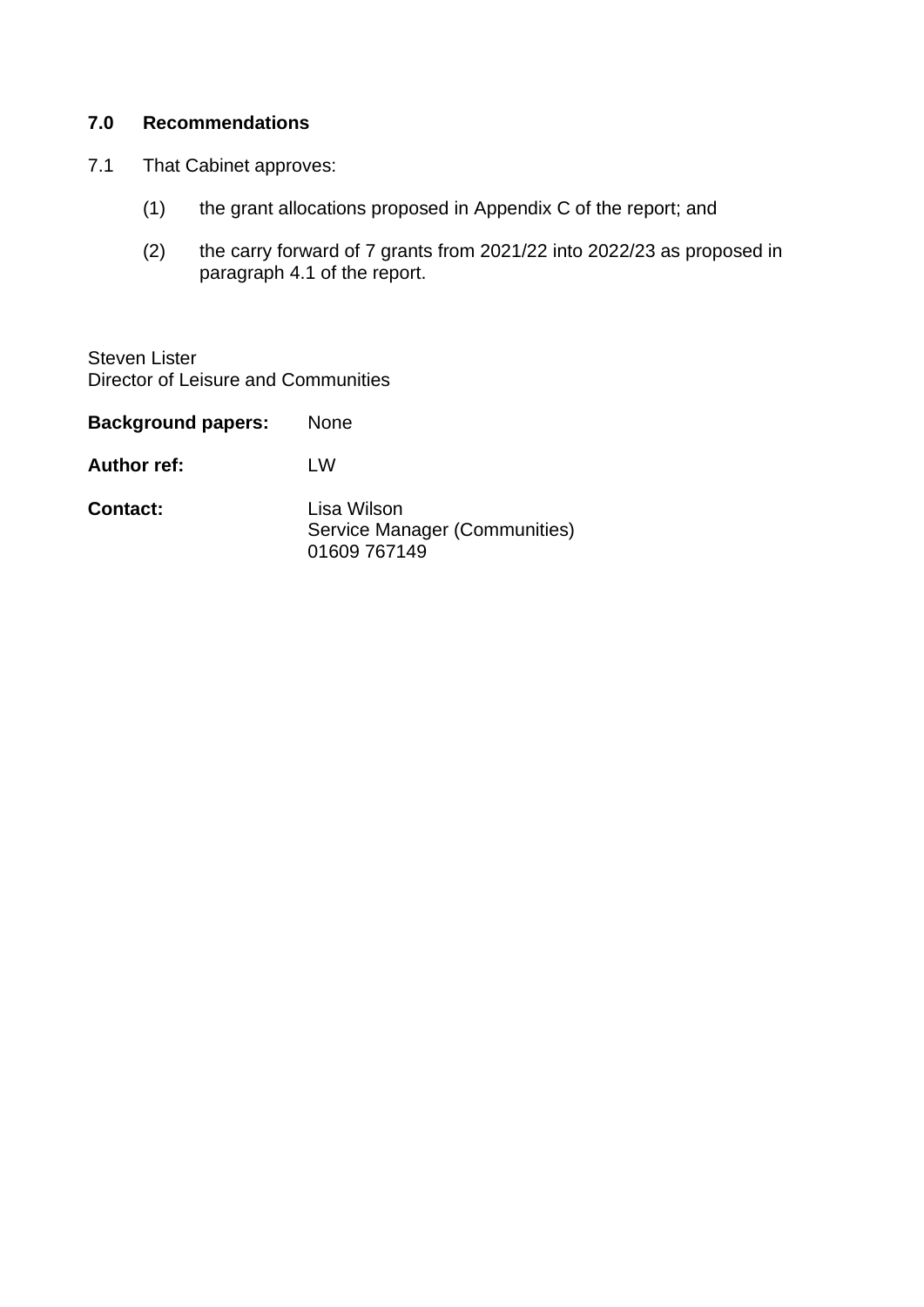## 7.0 Recommendations

7.1 That Cabinet approves:

(1) the grant allocations proposed in Appendix C of the report; and

(2) the carry forward of 7 grants from 2021/22 into 2022/23 as proposed in paragraph 4.1 of the report.

Steven Lister
Director of Leisure and Communities

**Background papers:** None

**Author ref:** LW

**Contact:** Lisa Wilson
Service Manager (Communities)
01609 767149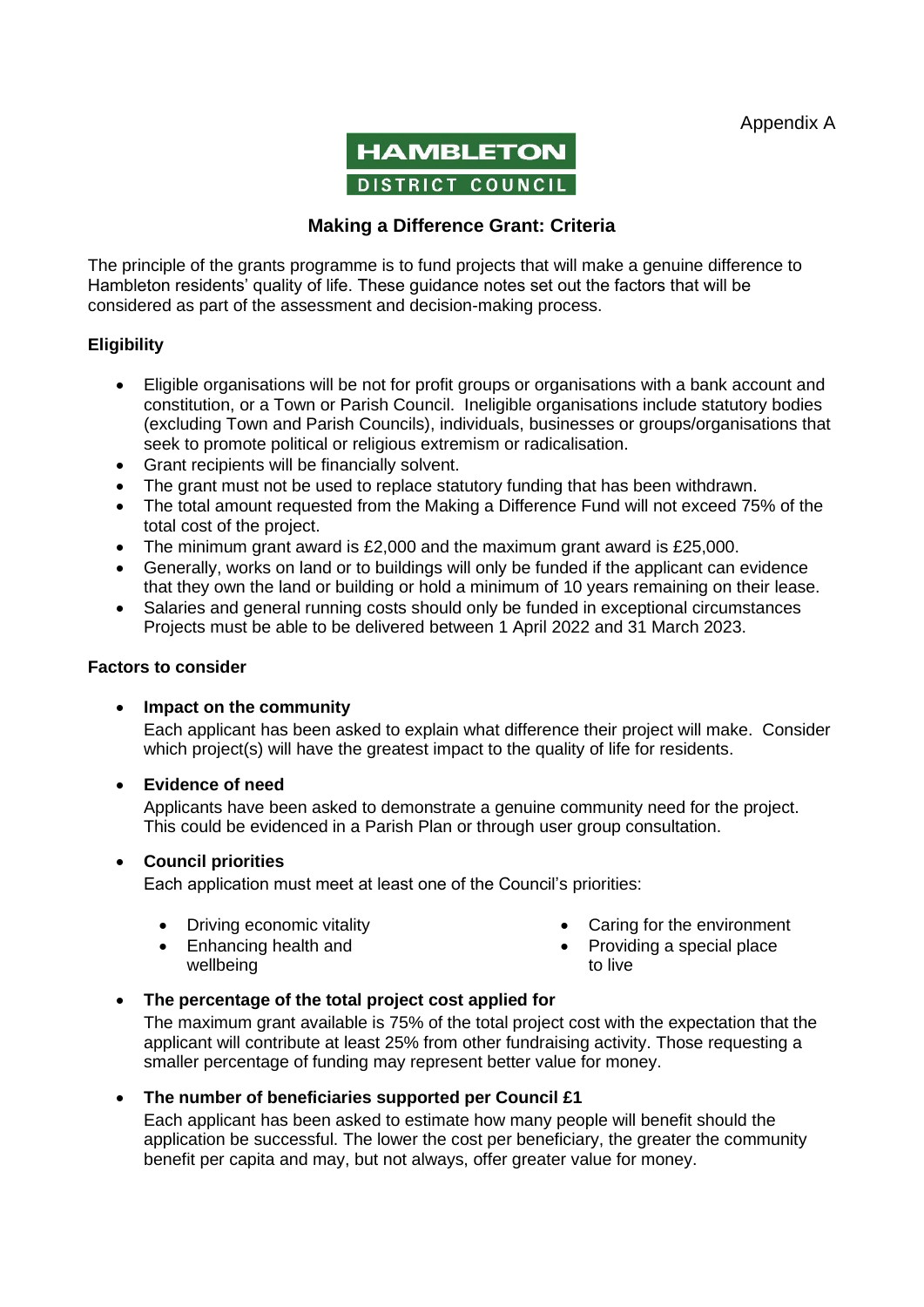Appendix A

HAMBLETON
DISTRICT COUNCIL

## Making a Difference Grant: Criteria

The principle of the grants programme is to fund projects that will make a genuine difference to Hambleton residents' quality of life. These guidance notes set out the factors that will be considered as part of the assessment and decision-making process.

### Eligibility

- Eligible organisations will be not for profit groups or organisations with a bank account and constitution, or a Town or Parish Council. Ineligible organisations include statutory bodies (excluding Town and Parish Councils), individuals, businesses or groups/organisations that seek to promote political or religious extremism or radicalisation.
- Grant recipients will be financially solvent.
- The grant must not be used to replace statutory funding that has been withdrawn.
- The total amount requested from the Making a Difference Fund will not exceed 75% of the total cost of the project.
- The minimum grant award is £2,000 and the maximum grant award is £25,000.
- Generally, works on land or to buildings will only be funded if the applicant can evidence that they own the land or building or hold a minimum of 10 years remaining on their lease.
- Salaries and general running costs should only be funded in exceptional circumstances Projects must be able to be delivered between 1 April 2022 and 31 March 2023.

### Factors to consider

- **Impact on the community**

  Each applicant has been asked to explain what difference their project will make. Consider which project(s) will have the greatest impact to the quality of life for residents.

- **Evidence of need**

  Applicants have been asked to demonstrate a genuine community need for the project. This could be evidenced in a Parish Plan or through user group consultation.

- **Council priorities**

  Each application must meet at least one of the Council's priorities:

  - Driving economic vitality
  - Enhancing health and wellbeing
  - Caring for the environment
  - Providing a special place to live

- **The percentage of the total project cost applied for**

  The maximum grant available is 75% of the total project cost with the expectation that the applicant will contribute at least 25% from other fundraising activity. Those requesting a smaller percentage of funding may represent better value for money.

- **The number of beneficiaries supported per Council £1**

  Each applicant has been asked to estimate how many people will benefit should the application be successful. The lower the cost per beneficiary, the greater the community benefit per capita and may, but not always, offer greater value for money.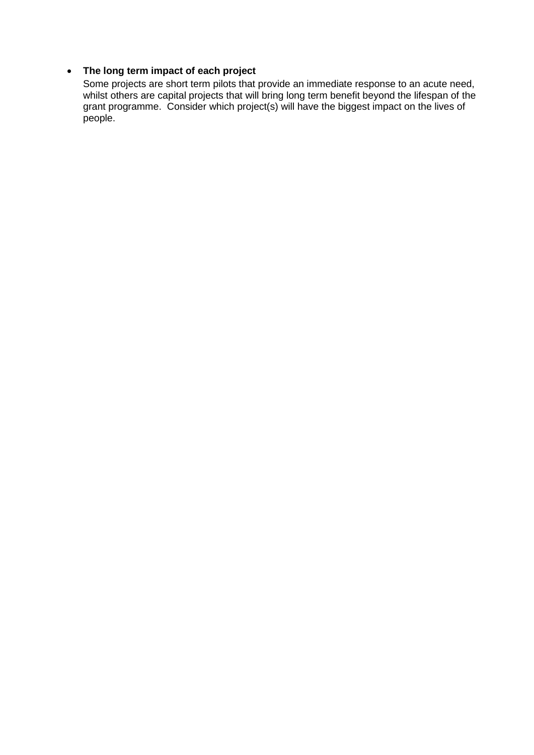- **The long term impact of each project**
  Some projects are short term pilots that provide an immediate response to an acute need, whilst others are capital projects that will bring long term benefit beyond the lifespan of the grant programme.  Consider which project(s) will have the biggest impact on the lives of people.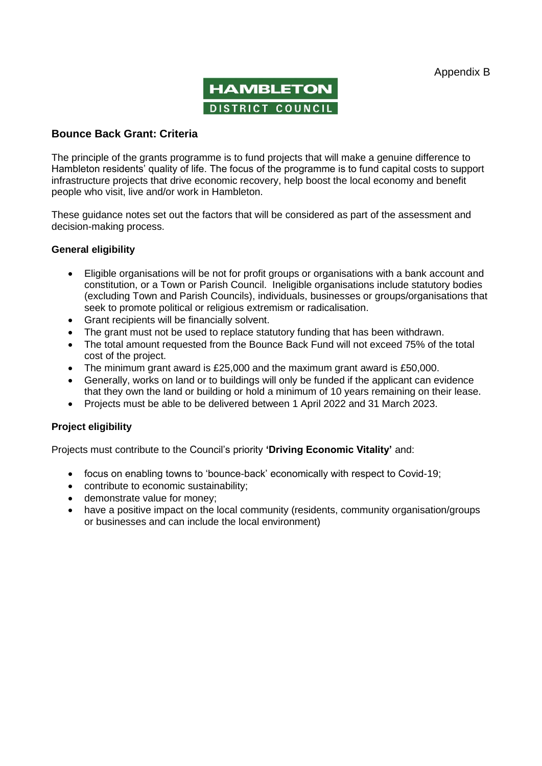Appendix B

HAMBLETON
DISTRICT COUNCIL

## Bounce Back Grant: Criteria

The principle of the grants programme is to fund projects that will make a genuine difference to Hambleton residents' quality of life. The focus of the programme is to fund capital costs to support infrastructure projects that drive economic recovery, help boost the local economy and benefit people who visit, live and/or work in Hambleton.

These guidance notes set out the factors that will be considered as part of the assessment and decision-making process.

### General eligibility

- Eligible organisations will be not for profit groups or organisations with a bank account and constitution, or a Town or Parish Council. Ineligible organisations include statutory bodies (excluding Town and Parish Councils), individuals, businesses or groups/organisations that seek to promote political or religious extremism or radicalisation.
- Grant recipients will be financially solvent.
- The grant must not be used to replace statutory funding that has been withdrawn.
- The total amount requested from the Bounce Back Fund will not exceed 75% of the total cost of the project.
- The minimum grant award is £25,000 and the maximum grant award is £50,000.
- Generally, works on land or to buildings will only be funded if the applicant can evidence that they own the land or building or hold a minimum of 10 years remaining on their lease.
- Projects must be able to be delivered between 1 April 2022 and 31 March 2023.

### Project eligibility

Projects must contribute to the Council's priority **'Driving Economic Vitality'** and:

- focus on enabling towns to 'bounce-back' economically with respect to Covid-19;
- contribute to economic sustainability;
- demonstrate value for money;
- have a positive impact on the local community (residents, community organisation/groups or businesses and can include the local environment)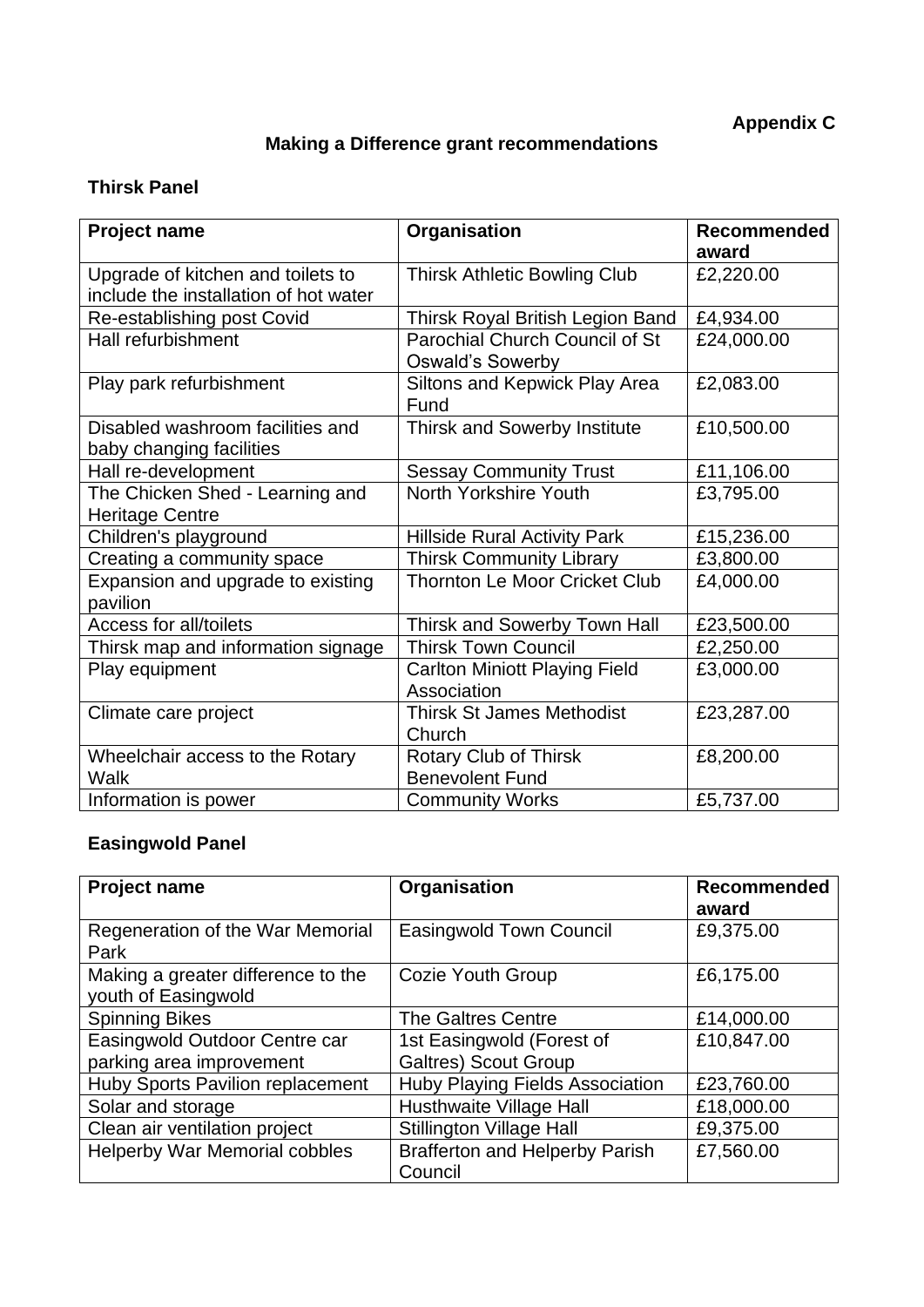**Appendix C**

# Making a Difference grant recommendations

## Thirsk Panel

| Project name | Organisation | Recommended award |
|---|---|---|
| Upgrade of kitchen and toilets to include the installation of hot water | Thirsk Athletic Bowling Club | £2,220.00 |
| Re-establishing post Covid | Thirsk Royal British Legion Band | £4,934.00 |
| Hall refurbishment | Parochial Church Council of St Oswald's Sowerby | £24,000.00 |
| Play park refurbishment | Siltons and Kepwick Play Area Fund | £2,083.00 |
| Disabled washroom facilities and baby changing facilities | Thirsk and Sowerby Institute | £10,500.00 |
| Hall re-development | Sessay Community Trust | £11,106.00 |
| The Chicken Shed - Learning and Heritage Centre | North Yorkshire Youth | £3,795.00 |
| Children's playground | Hillside Rural Activity Park | £15,236.00 |
| Creating a community space | Thirsk Community Library | £3,800.00 |
| Expansion and upgrade to existing pavilion | Thornton Le Moor Cricket Club | £4,000.00 |
| Access for all/toilets | Thirsk and Sowerby Town Hall | £23,500.00 |
| Thirsk map and information signage | Thirsk Town Council | £2,250.00 |
| Play equipment | Carlton Miniott Playing Field Association | £3,000.00 |
| Climate care project | Thirsk St James Methodist Church | £23,287.00 |
| Wheelchair access to the Rotary Walk | Rotary Club of Thirsk Benevolent Fund | £8,200.00 |
| Information is power | Community Works | £5,737.00 |

## Easingwold Panel

| Project name | Organisation | Recommended award |
|---|---|---|
| Regeneration of the War Memorial Park | Easingwold Town Council | £9,375.00 |
| Making a greater difference to the youth of Easingwold | Cozie Youth Group | £6,175.00 |
| Spinning Bikes | The Galtres Centre | £14,000.00 |
| Easingwold Outdoor Centre car parking area improvement | 1st Easingwold (Forest of Galtres) Scout Group | £10,847.00 |
| Huby Sports Pavilion replacement | Huby Playing Fields Association | £23,760.00 |
| Solar and storage | Husthwaite Village Hall | £18,000.00 |
| Clean air ventilation project | Stillington Village Hall | £9,375.00 |
| Helperby War Memorial cobbles | Brafferton and Helperby Parish Council | £7,560.00 |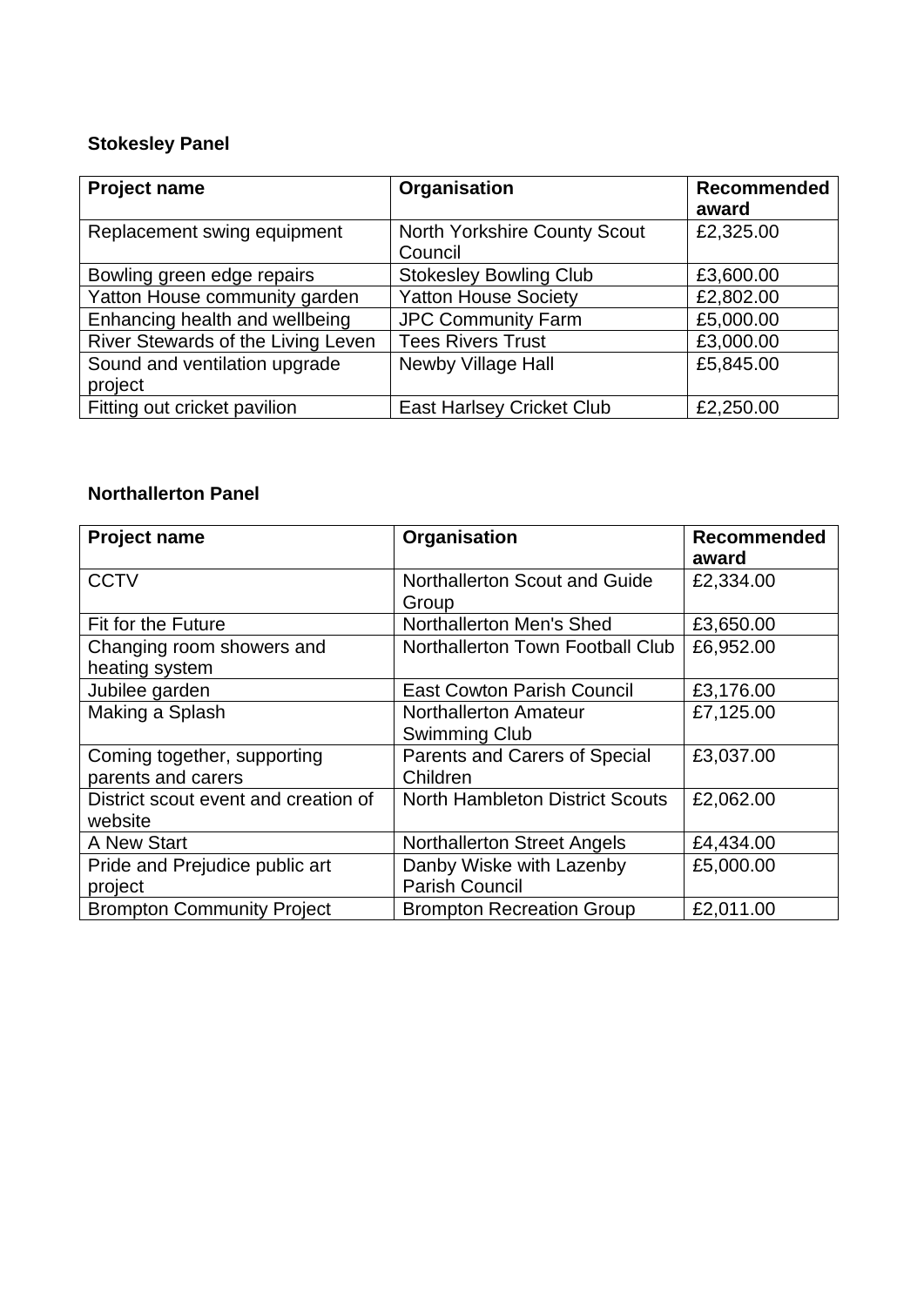**Stokesley Panel**

| Project name | Organisation | Recommended award |
|---|---|---|
| Replacement swing equipment | North Yorkshire County Scout Council | £2,325.00 |
| Bowling green edge repairs | Stokesley Bowling Club | £3,600.00 |
| Yatton House community garden | Yatton House Society | £2,802.00 |
| Enhancing health and wellbeing | JPC Community Farm | £5,000.00 |
| River Stewards of the Living Leven | Tees Rivers Trust | £3,000.00 |
| Sound and ventilation upgrade project | Newby Village Hall | £5,845.00 |
| Fitting out cricket pavilion | East Harlsey Cricket Club | £2,250.00 |

**Northallerton Panel**

| Project name | Organisation | Recommended award |
|---|---|---|
| CCTV | Northallerton Scout and Guide Group | £2,334.00 |
| Fit for the Future | Northallerton Men's Shed | £3,650.00 |
| Changing room showers and heating system | Northallerton Town Football Club | £6,952.00 |
| Jubilee garden | East Cowton Parish Council | £3,176.00 |
| Making a Splash | Northallerton Amateur Swimming Club | £7,125.00 |
| Coming together, supporting parents and carers | Parents and Carers of Special Children | £3,037.00 |
| District scout event and creation of website | North Hambleton District Scouts | £2,062.00 |
| A New Start | Northallerton Street Angels | £4,434.00 |
| Pride and Prejudice public art project | Danby Wiske with Lazenby Parish Council | £5,000.00 |
| Brompton Community Project | Brompton Recreation Group | £2,011.00 |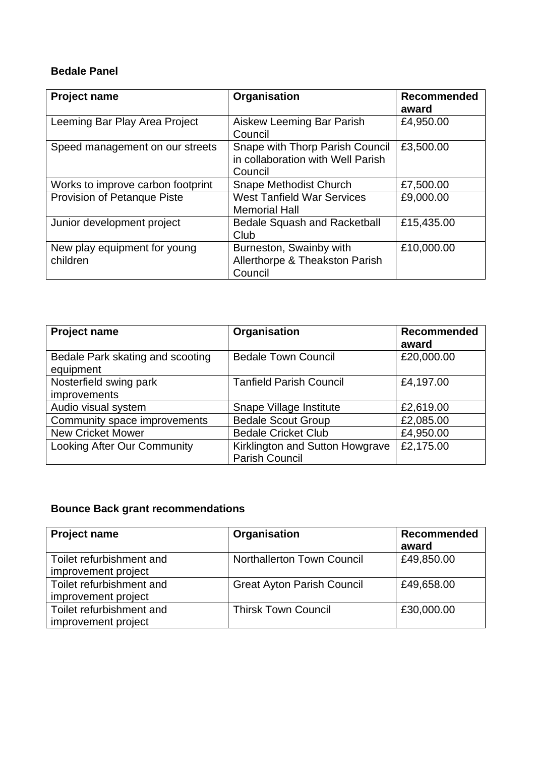**Bedale Panel**

| Project name | Organisation | Recommended award |
| --- | --- | --- |
| Leeming Bar Play Area Project | Aiskew Leeming Bar Parish Council | £4,950.00 |
| Speed management on our streets | Snape with Thorp Parish Council in collaboration with Well Parish Council | £3,500.00 |
| Works to improve carbon footprint | Snape Methodist Church | £7,500.00 |
| Provision of Petanque Piste | West Tanfield War Services Memorial Hall | £9,000.00 |
| Junior development project | Bedale Squash and Racketball Club | £15,435.00 |
| New play equipment for young children | Burneston, Swainby with Allerthorpe & Theakston Parish Council | £10,000.00 |

| Project name | Organisation | Recommended award |
| --- | --- | --- |
| Bedale Park skating and scooting equipment | Bedale Town Council | £20,000.00 |
| Nosterfield swing park improvements | Tanfield Parish Council | £4,197.00 |
| Audio visual system | Snape Village Institute | £2,619.00 |
| Community space improvements | Bedale Scout Group | £2,085.00 |
| New Cricket Mower | Bedale Cricket Club | £4,950.00 |
| Looking After Our Community | Kirklington and Sutton Howgrave Parish Council | £2,175.00 |

**Bounce Back grant recommendations**

| Project name | Organisation | Recommended award |
| --- | --- | --- |
| Toilet refurbishment and improvement project | Northallerton Town Council | £49,850.00 |
| Toilet refurbishment and improvement project | Great Ayton Parish Council | £49,658.00 |
| Toilet refurbishment and improvement project | Thirsk Town Council | £30,000.00 |